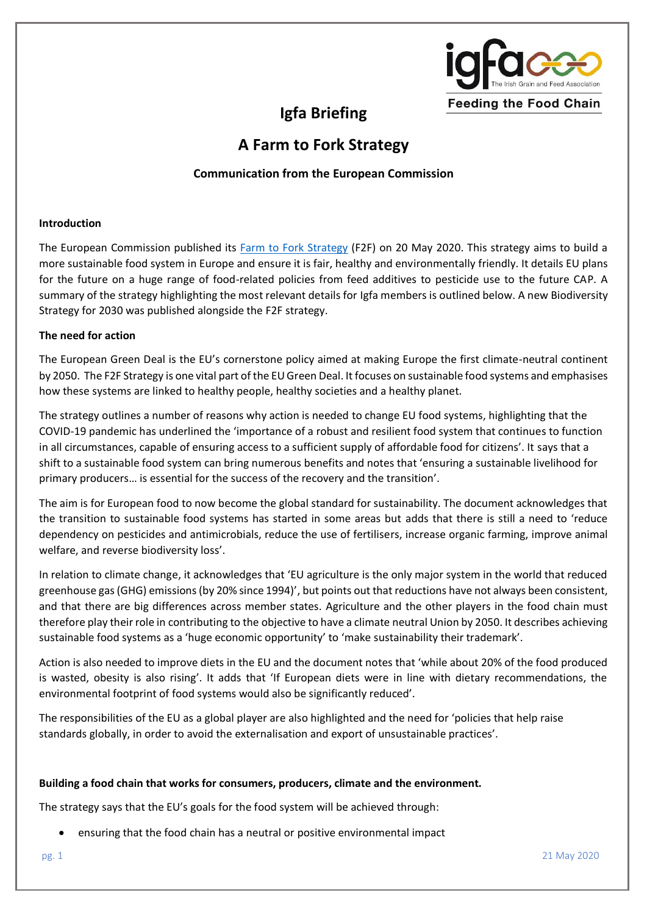# Igfa Briefing

## A Farm to Fork Strategy

### Communication from the European Commission

**Introduction**

The European Commission published its Farm to Fork Strategy (F2F) on 20 May 2020. This strategy aims to build a more sustainable food system in Europe and ensure it is fair, healthy and environmentally friendly. It details EU plans for the future on a huge range of food-related policies from feed additives to pesticide use to the future CAP. A summary of the strategy highlighting the most relevant details for Igfa members is outlined below. A new Biodiversity Strategy for 2030 was published alongside the F2F strategy.

**The need for action**

The European Green Deal is the EU's cornerstone policy aimed at making Europe the first climate-neutral continent by 2050. The F2F Strategy is one vital part of the EU Green Deal. It focuses on sustainable food systems and emphasises how these systems are linked to healthy people, healthy societies and a healthy planet.

The strategy outlines a number of reasons why action is needed to change EU food systems, highlighting that the COVID-19 pandemic has underlined the 'importance of a robust and resilient food system that continues to function in all circumstances, capable of ensuring access to a sufficient supply of affordable food for citizens'. It says that a shift to a sustainable food system can bring numerous benefits and notes that 'ensuring a sustainable livelihood for primary producers… is essential for the success of the recovery and the transition'.

The aim is for European food to now become the global standard for sustainability. The document acknowledges that the transition to sustainable food systems has started in some areas but adds that there is still a need to 'reduce dependency on pesticides and antimicrobials, reduce the use of fertilisers, increase organic farming, improve animal welfare, and reverse biodiversity loss'.

In relation to climate change, it acknowledges that 'EU agriculture is the only major system in the world that reduced greenhouse gas (GHG) emissions (by 20% since 1994)', but points out that reductions have not always been consistent, and that there are big differences across member states. Agriculture and the other players in the food chain must therefore play their role in contributing to the objective to have a climate neutral Union by 2050. It describes achieving sustainable food systems as a 'huge economic opportunity' to 'make sustainability their trademark'.

Action is also needed to improve diets in the EU and the document notes that 'while about 20% of the food produced is wasted, obesity is also rising'. It adds that 'If European diets were in line with dietary recommendations, the environmental footprint of food systems would also be significantly reduced'.

The responsibilities of the EU as a global player are also highlighted and the need for 'policies that help raise standards globally, in order to avoid the externalisation and export of unsustainable practices'.

**Building a food chain that works for consumers, producers, climate and the environment.**

The strategy says that the EU's goals for the food system will be achieved through:

- ensuring that the food chain has a neutral or positive environmental impact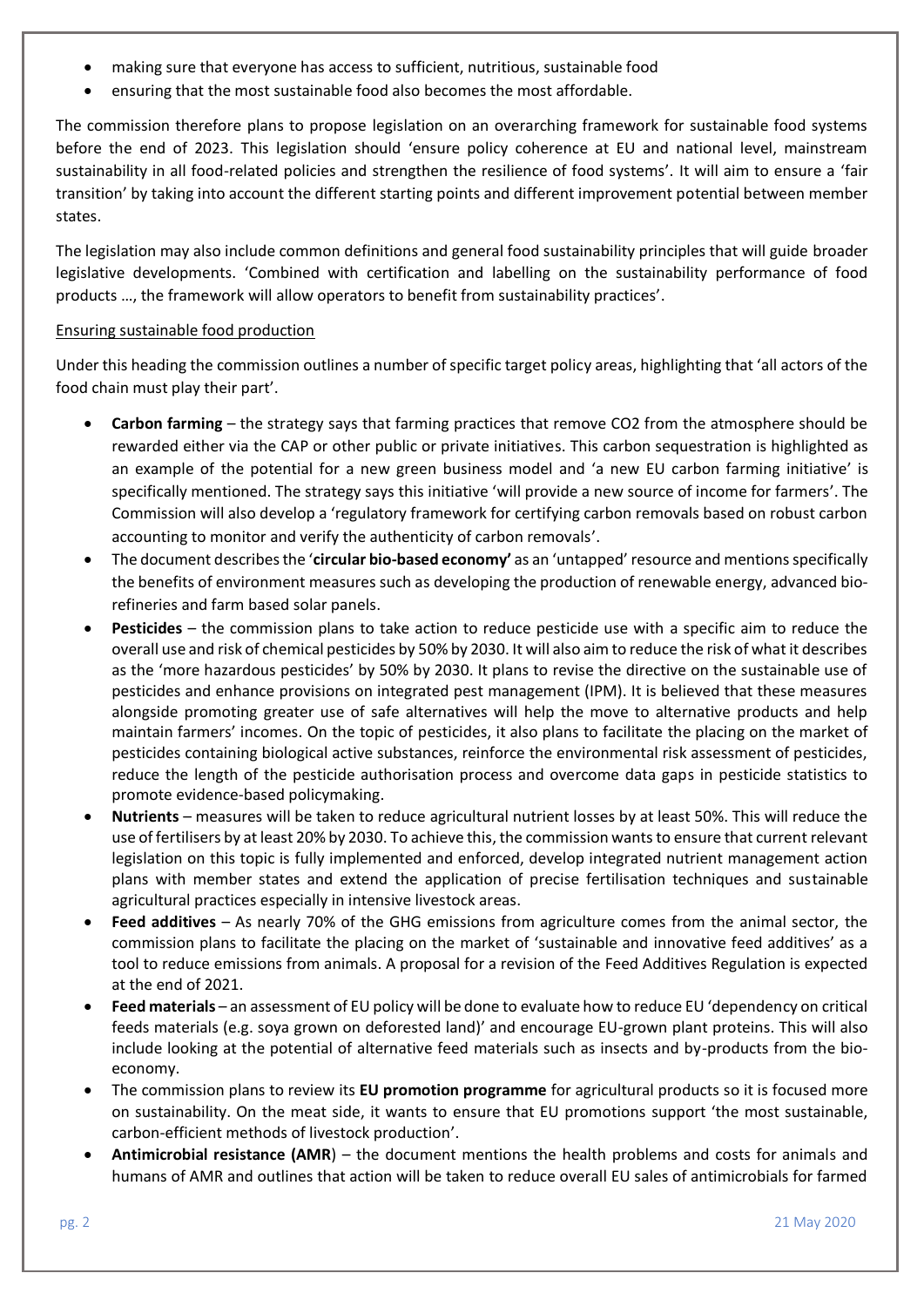- making sure that everyone has access to sufficient, nutritious, sustainable food
- ensuring that the most sustainable food also becomes the most affordable.

The commission therefore plans to propose legislation on an overarching framework for sustainable food systems before the end of 2023. This legislation should 'ensure policy coherence at EU and national level, mainstream sustainability in all food-related policies and strengthen the resilience of food systems'. It will aim to ensure a 'fair transition' by taking into account the different starting points and different improvement potential between member states.

The legislation may also include common definitions and general food sustainability principles that will guide broader legislative developments. 'Combined with certification and labelling on the sustainability performance of food products …, the framework will allow operators to benefit from sustainability practices'.

Ensuring sustainable food production

Under this heading the commission outlines a number of specific target policy areas, highlighting that 'all actors of the food chain must play their part'.

- **Carbon farming** – the strategy says that farming practices that remove $CO_2$ from the atmosphere should be rewarded either via the CAP or other public or private initiatives. This carbon sequestration is highlighted as an example of the potential for a new green business model and 'a new EU carbon farming initiative' is specifically mentioned. The strategy says this initiative 'will provide a new source of income for farmers'. The Commission will also develop a 'regulatory framework for certifying carbon removals based on robust carbon accounting to monitor and verify the authenticity of carbon removals'.
- The document describes the '**circular bio-based economy'** as an 'untapped' resource and mentions specifically the benefits of environment measures such as developing the production of renewable energy, advanced bio-refineries and farm based solar panels.
- **Pesticides** – the commission plans to take action to reduce pesticide use with a specific aim to reduce the overall use and risk of chemical pesticides by 50% by 2030. It will also aim to reduce the risk of what it describes as the 'more hazardous pesticides' by 50% by 2030. It plans to revise the directive on the sustainable use of pesticides and enhance provisions on integrated pest management (IPM). It is believed that these measures alongside promoting greater use of safe alternatives will help the move to alternative products and help maintain farmers' incomes. On the topic of pesticides, it also plans to facilitate the placing on the market of pesticides containing biological active substances, reinforce the environmental risk assessment of pesticides, reduce the length of the pesticide authorisation process and overcome data gaps in pesticide statistics to promote evidence-based policymaking.
- **Nutrients** – measures will be taken to reduce agricultural nutrient losses by at least 50%. This will reduce the use of fertilisers by at least 20% by 2030. To achieve this, the commission wants to ensure that current relevant legislation on this topic is fully implemented and enforced, develop integrated nutrient management action plans with member states and extend the application of precise fertilisation techniques and sustainable agricultural practices especially in intensive livestock areas.
- **Feed additives** – As nearly 70% of the GHG emissions from agriculture comes from the animal sector, the commission plans to facilitate the placing on the market of 'sustainable and innovative feed additives' as a tool to reduce emissions from animals. A proposal for a revision of the Feed Additives Regulation is expected at the end of 2021.
- **Feed materials** – an assessment of EU policy will be done to evaluate how to reduce EU 'dependency on critical feeds materials (e.g. soya grown on deforested land)' and encourage EU-grown plant proteins. This will also include looking at the potential of alternative feed materials such as insects and by-products from the bio-economy.
- The commission plans to review its **EU promotion programme** for agricultural products so it is focused more on sustainability. On the meat side, it wants to ensure that EU promotions support 'the most sustainable, carbon-efficient methods of livestock production'.
- **Antimicrobial resistance (AMR**) – the document mentions the health problems and costs for animals and humans of AMR and outlines that action will be taken to reduce overall EU sales of antimicrobials for farmed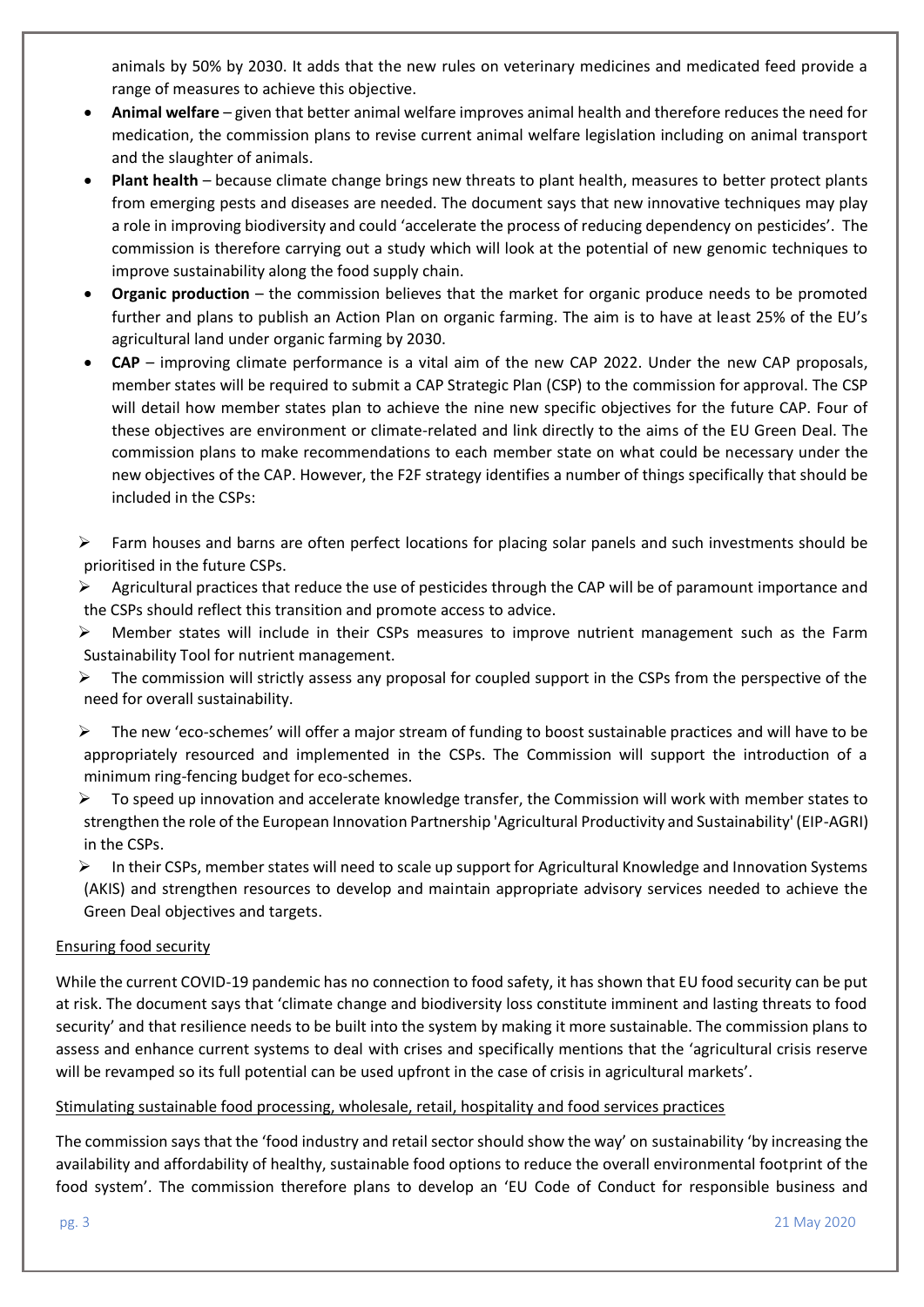animals by 50% by 2030. It adds that the new rules on veterinary medicines and medicated feed provide a range of measures to achieve this objective.

- **Animal welfare** – given that better animal welfare improves animal health and therefore reduces the need for medication, the commission plans to revise current animal welfare legislation including on animal transport and the slaughter of animals.
- **Plant health** – because climate change brings new threats to plant health, measures to better protect plants from emerging pests and diseases are needed. The document says that new innovative techniques may play a role in improving biodiversity and could 'accelerate the process of reducing dependency on pesticides'. The commission is therefore carrying out a study which will look at the potential of new genomic techniques to improve sustainability along the food supply chain.
- **Organic production** – the commission believes that the market for organic produce needs to be promoted further and plans to publish an Action Plan on organic farming. The aim is to have at least 25% of the EU's agricultural land under organic farming by 2030.
- **CAP** – improving climate performance is a vital aim of the new CAP 2022. Under the new CAP proposals, member states will be required to submit a CAP Strategic Plan (CSP) to the commission for approval. The CSP will detail how member states plan to achieve the nine new specific objectives for the future CAP. Four of these objectives are environment or climate-related and link directly to the aims of the EU Green Deal. The commission plans to make recommendations to each member state on what could be necessary under the new objectives of the CAP. However, the F2F strategy identifies a number of things specifically that should be included in the CSPs:

  - Farm houses and barns are often perfect locations for placing solar panels and such investments should be prioritised in the future CSPs.
  - Agricultural practices that reduce the use of pesticides through the CAP will be of paramount importance and the CSPs should reflect this transition and promote access to advice.
  - Member states will include in their CSPs measures to improve nutrient management such as the Farm Sustainability Tool for nutrient management.
  - The commission will strictly assess any proposal for coupled support in the CSPs from the perspective of the need for overall sustainability.
  - The new 'eco-schemes' will offer a major stream of funding to boost sustainable practices and will have to be appropriately resourced and implemented in the CSPs. The Commission will support the introduction of a minimum ring-fencing budget for eco-schemes.
  - To speed up innovation and accelerate knowledge transfer, the Commission will work with member states to strengthen the role of the European Innovation Partnership 'Agricultural Productivity and Sustainability' (EIP-AGRI) in the CSPs.
  - In their CSPs, member states will need to scale up support for Agricultural Knowledge and Innovation Systems (AKIS) and strengthen resources to develop and maintain appropriate advisory services needed to achieve the Green Deal objectives and targets.

## Ensuring food security

While the current COVID-19 pandemic has no connection to food safety, it has shown that EU food security can be put at risk. The document says that 'climate change and biodiversity loss constitute imminent and lasting threats to food security' and that resilience needs to be built into the system by making it more sustainable. The commission plans to assess and enhance current systems to deal with crises and specifically mentions that the 'agricultural crisis reserve will be revamped so its full potential can be used upfront in the case of crisis in agricultural markets'.

## Stimulating sustainable food processing, wholesale, retail, hospitality and food services practices

The commission says that the 'food industry and retail sector should show the way' on sustainability 'by increasing the availability and affordability of healthy, sustainable food options to reduce the overall environmental footprint of the food system'. The commission therefore plans to develop an 'EU Code of Conduct for responsible business and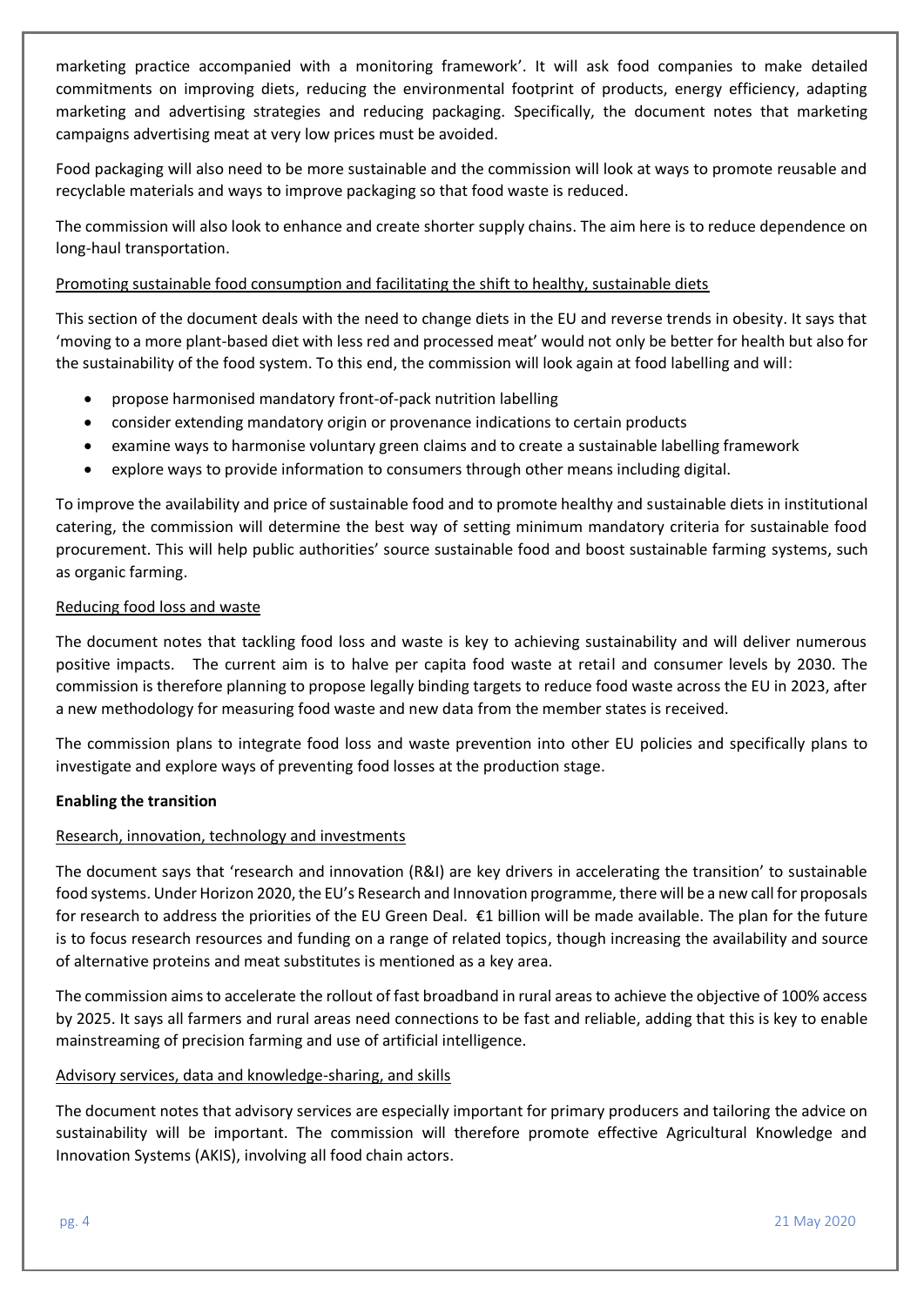marketing practice accompanied with a monitoring framework'. It will ask food companies to make detailed commitments on improving diets, reducing the environmental footprint of products, energy efficiency, adapting marketing and advertising strategies and reducing packaging. Specifically, the document notes that marketing campaigns advertising meat at very low prices must be avoided.

Food packaging will also need to be more sustainable and the commission will look at ways to promote reusable and recyclable materials and ways to improve packaging so that food waste is reduced.

The commission will also look to enhance and create shorter supply chains. The aim here is to reduce dependence on long-haul transportation.

Promoting sustainable food consumption and facilitating the shift to healthy, sustainable diets

This section of the document deals with the need to change diets in the EU and reverse trends in obesity. It says that 'moving to a more plant-based diet with less red and processed meat' would not only be better for health but also for the sustainability of the food system. To this end, the commission will look again at food labelling and will:

- propose harmonised mandatory front-of-pack nutrition labelling
- consider extending mandatory origin or provenance indications to certain products
- examine ways to harmonise voluntary green claims and to create a sustainable labelling framework
- explore ways to provide information to consumers through other means including digital.

To improve the availability and price of sustainable food and to promote healthy and sustainable diets in institutional catering, the commission will determine the best way of setting minimum mandatory criteria for sustainable food procurement. This will help public authorities' source sustainable food and boost sustainable farming systems, such as organic farming.

Reducing food loss and waste

The document notes that tackling food loss and waste is key to achieving sustainability and will deliver numerous positive impacts. The current aim is to halve per capita food waste at retail and consumer levels by 2030. The commission is therefore planning to propose legally binding targets to reduce food waste across the EU in 2023, after a new methodology for measuring food waste and new data from the member states is received.

The commission plans to integrate food loss and waste prevention into other EU policies and specifically plans to investigate and explore ways of preventing food losses at the production stage.

**Enabling the transition**

Research, innovation, technology and investments

The document says that 'research and innovation (R&I) are key drivers in accelerating the transition' to sustainable food systems. Under Horizon 2020, the EU's Research and Innovation programme, there will be a new call for proposals for research to address the priorities of the EU Green Deal. €1 billion will be made available. The plan for the future is to focus research resources and funding on a range of related topics, though increasing the availability and source of alternative proteins and meat substitutes is mentioned as a key area.

The commission aims to accelerate the rollout of fast broadband in rural areas to achieve the objective of 100% access by 2025. It says all farmers and rural areas need connections to be fast and reliable, adding that this is key to enable mainstreaming of precision farming and use of artificial intelligence.

Advisory services, data and knowledge-sharing, and skills

The document notes that advisory services are especially important for primary producers and tailoring the advice on sustainability will be important. The commission will therefore promote effective Agricultural Knowledge and Innovation Systems (AKIS), involving all food chain actors.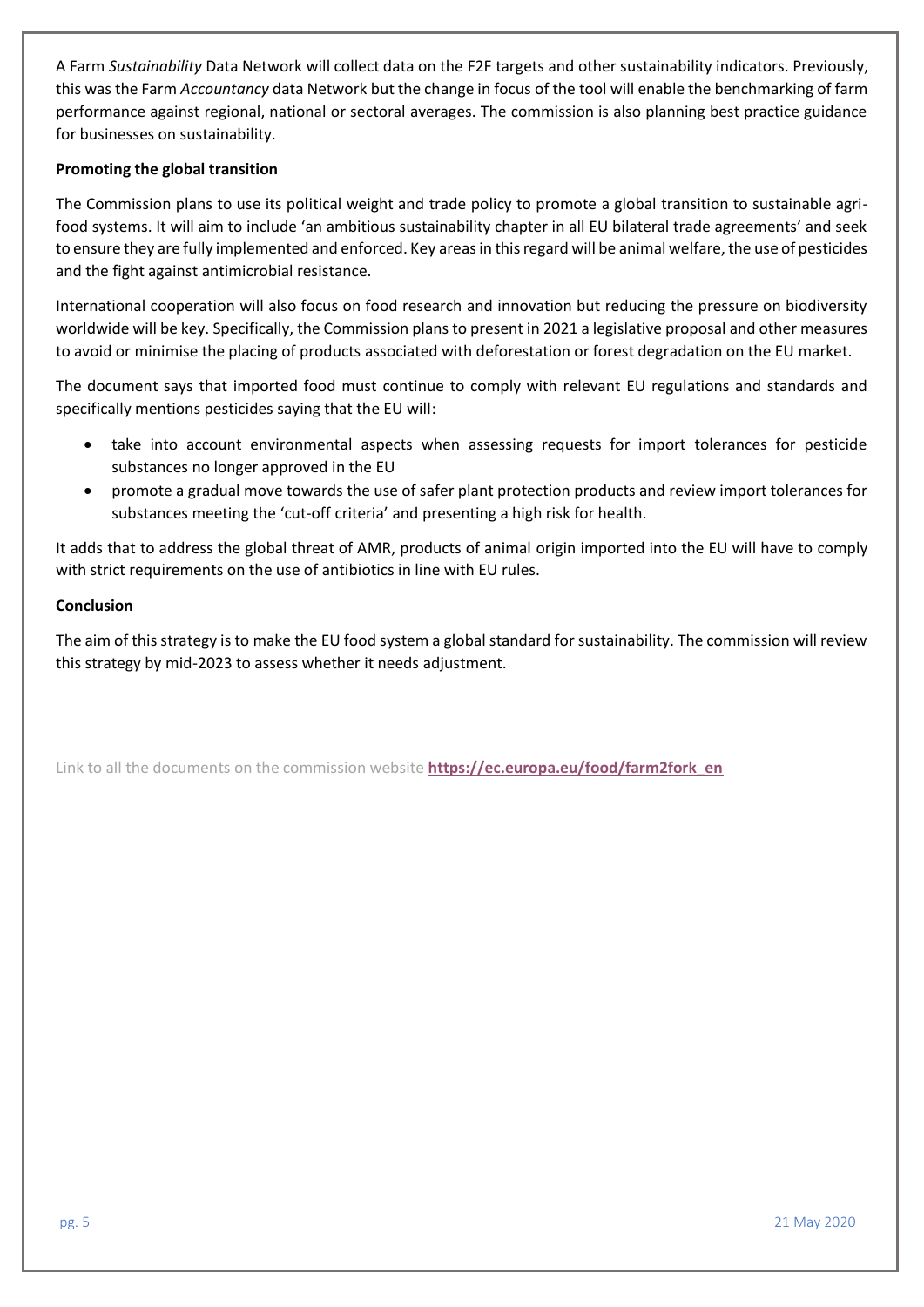A Farm *Sustainability* Data Network will collect data on the F2F targets and other sustainability indicators. Previously, this was the Farm *Accountancy* data Network but the change in focus of the tool will enable the benchmarking of farm performance against regional, national or sectoral averages. The commission is also planning best practice guidance for businesses on sustainability.

**Promoting the global transition**

The Commission plans to use its political weight and trade policy to promote a global transition to sustainable agri-food systems. It will aim to include 'an ambitious sustainability chapter in all EU bilateral trade agreements' and seek to ensure they are fully implemented and enforced. Key areas in this regard will be animal welfare, the use of pesticides and the fight against antimicrobial resistance.

International cooperation will also focus on food research and innovation but reducing the pressure on biodiversity worldwide will be key. Specifically, the Commission plans to present in 2021 a legislative proposal and other measures to avoid or minimise the placing of products associated with deforestation or forest degradation on the EU market.

The document says that imported food must continue to comply with relevant EU regulations and standards and specifically mentions pesticides saying that the EU will:

- take into account environmental aspects when assessing requests for import tolerances for pesticide substances no longer approved in the EU
- promote a gradual move towards the use of safer plant protection products and review import tolerances for substances meeting the 'cut-off criteria' and presenting a high risk for health.

It adds that to address the global threat of AMR, products of animal origin imported into the EU will have to comply with strict requirements on the use of antibiotics in line with EU rules.

**Conclusion**

The aim of this strategy is to make the EU food system a global standard for sustainability. The commission will review this strategy by mid-2023 to assess whether it needs adjustment.

Link to all the documents on the commission website **https://ec.europa.eu/food/farm2fork_en**